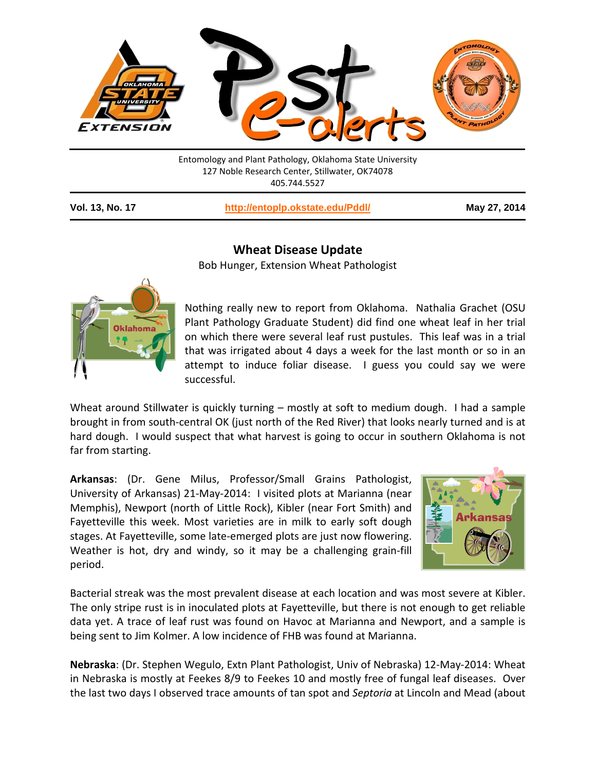Entomology and Plant Pathology, Oklahoma State University
127 Noble Research Center, Stillwater, OK74078
405.744.5527

**Vol. 13, No. 17** | **http://entoplp.okstate.edu/Pddl/** | **May 27, 2014**

## Wheat Disease Update

Bob Hunger, Extension Wheat Pathologist

Nothing really new to report from Oklahoma. Nathalia Grachet (OSU Plant Pathology Graduate Student) did find one wheat leaf in her trial on which there were several leaf rust pustules. This leaf was in a trial that was irrigated about 4 days a week for the last month or so in an attempt to induce foliar disease. I guess you could say we were successful.

Wheat around Stillwater is quickly turning – mostly at soft to medium dough. I had a sample brought in from south-central OK (just north of the Red River) that looks nearly turned and is at hard dough. I would suspect that what harvest is going to occur in southern Oklahoma is not far from starting.

**Arkansas**: (Dr. Gene Milus, Professor/Small Grains Pathologist, University of Arkansas) 21-May-2014: I visited plots at Marianna (near Memphis), Newport (north of Little Rock), Kibler (near Fort Smith) and Fayetteville this week. Most varieties are in milk to early soft dough stages. At Fayetteville, some late-emerged plots are just now flowering. Weather is hot, dry and windy, so it may be a challenging grain-fill period.

Bacterial streak was the most prevalent disease at each location and was most severe at Kibler. The only stripe rust is in inoculated plots at Fayetteville, but there is not enough to get reliable data yet. A trace of leaf rust was found on Havoc at Marianna and Newport, and a sample is being sent to Jim Kolmer. A low incidence of FHB was found at Marianna.

**Nebraska**: (Dr. Stephen Wegulo, Extn Plant Pathologist, Univ of Nebraska) 12-May-2014: Wheat in Nebraska is mostly at Feekes 8/9 to Feekes 10 and mostly free of fungal leaf diseases. Over the last two days I observed trace amounts of tan spot and *Septoria* at Lincoln and Mead (about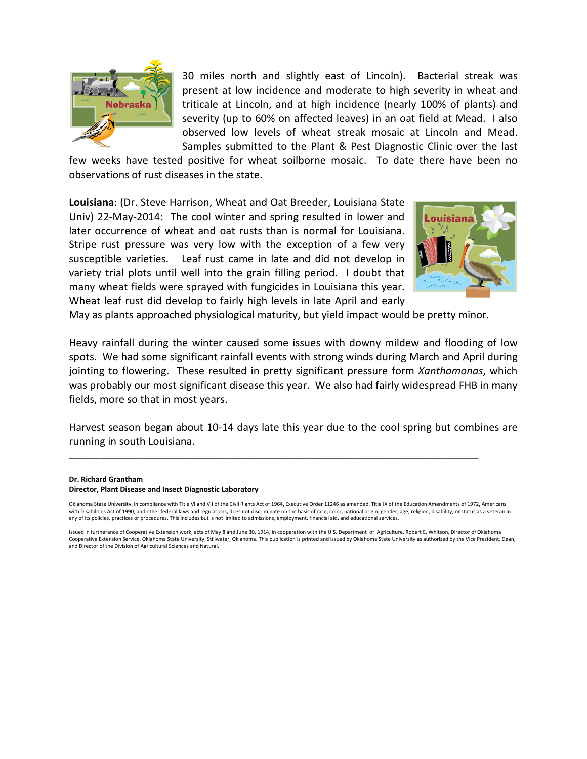30 miles north and slightly east of Lincoln). Bacterial streak was present at low incidence and moderate to high severity in wheat and triticale at Lincoln, and at high incidence (nearly 100% of plants) and severity (up to 60% on affected leaves) in an oat field at Mead. I also observed low levels of wheat streak mosaic at Lincoln and Mead. Samples submitted to the Plant & Pest Diagnostic Clinic over the last few weeks have tested positive for wheat soilborne mosaic. To date there have been no observations of rust diseases in the state.

**Louisiana**: (Dr. Steve Harrison, Wheat and Oat Breeder, Louisiana State Univ) 22-May-2014: The cool winter and spring resulted in lower and later occurrence of wheat and oat rusts than is normal for Louisiana. Stripe rust pressure was very low with the exception of a few very susceptible varieties. Leaf rust came in late and did not develop in variety trial plots until well into the grain filling period. I doubt that many wheat fields were sprayed with fungicides in Louisiana this year. Wheat leaf rust did develop to fairly high levels in late April and early May as plants approached physiological maturity, but yield impact would be pretty minor.

Heavy rainfall during the winter caused some issues with downy mildew and flooding of low spots. We had some significant rainfall events with strong winds during March and April during jointing to flowering. These resulted in pretty significant pressure form *Xanthomonas*, which was probably our most significant disease this year. We also had fairly widespread FHB in many fields, more so that in most years.

Harvest season began about 10-14 days late this year due to the cool spring but combines are running in south Louisiana.

---

**Dr. Richard Grantham**
**Director, Plant Disease and Insect Diagnostic Laboratory**

Oklahoma State University, in compliance with Title VI and VII of the Civil Rights Act of 1964, Executive Order 11246 as amended, Title IX of the Education Amendments of 1972, Americans with Disabilities Act of 1990, and other federal laws and regulations, does not discriminate on the basis of race, color, national origin, gender, age, religion, disability, or status as a veteran in any of its policies, practices or procedures. This includes but is not limited to admissions, employment, financial aid, and educational services.

Issued in furtherance of Cooperative Extension work, acts of May 8 and June 30, 1914, in cooperation with the U.S. Department of Agriculture, Robert E. Whitson, Director of Oklahoma Cooperative Extension Service, Oklahoma State University, Stillwater, Oklahoma. This publication is printed and issued by Oklahoma State University as authorized by the Vice President, Dean, and Director of the Division of Agricultural Sciences and Natural.